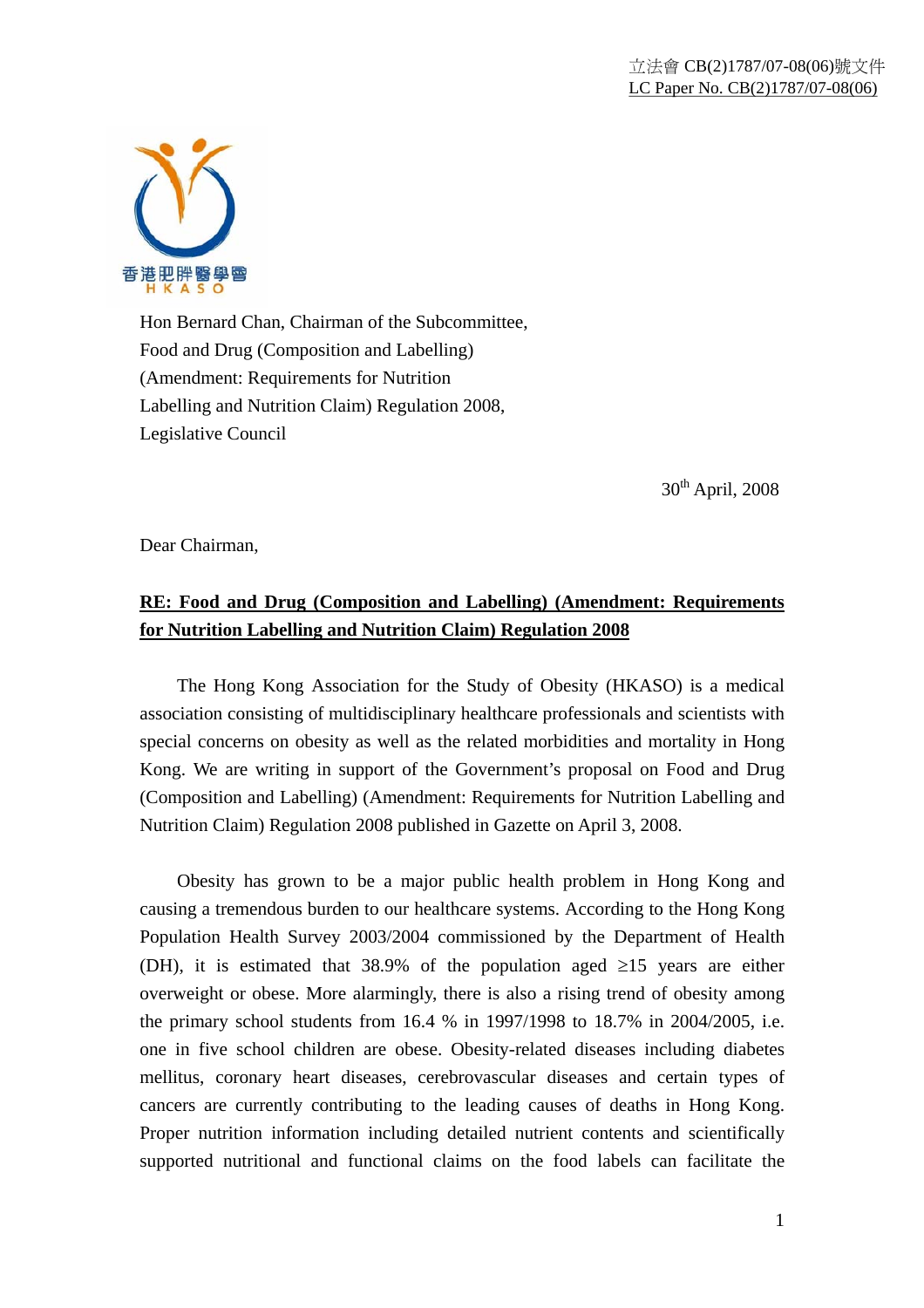立法會 CB(2)1787/07-08(06)號文件
LC Paper No. CB(2)1787/07-08(06)

香港肥胖醫學會
HKASO

Hon Bernard Chan, Chairman of the Subcommittee,
Food and Drug (Composition and Labelling)
(Amendment: Requirements for Nutrition
Labelling and Nutrition Claim) Regulation 2008,
Legislative Council

30th April, 2008

Dear Chairman,

**RE: Food and Drug (Composition and Labelling) (Amendment: Requirements for Nutrition Labelling and Nutrition Claim) Regulation 2008**

The Hong Kong Association for the Study of Obesity (HKASO) is a medical association consisting of multidisciplinary healthcare professionals and scientists with special concerns on obesity as well as the related morbidities and mortality in Hong Kong. We are writing in support of the Government's proposal on Food and Drug (Composition and Labelling) (Amendment: Requirements for Nutrition Labelling and Nutrition Claim) Regulation 2008 published in Gazette on April 3, 2008.

Obesity has grown to be a major public health problem in Hong Kong and causing a tremendous burden to our healthcare systems. According to the Hong Kong Population Health Survey 2003/2004 commissioned by the Department of Health (DH), it is estimated that 38.9% of the population aged ≥15 years are either overweight or obese. More alarmingly, there is also a rising trend of obesity among the primary school students from 16.4 % in 1997/1998 to 18.7% in 2004/2005, i.e. one in five school children are obese. Obesity-related diseases including diabetes mellitus, coronary heart diseases, cerebrovascular diseases and certain types of cancers are currently contributing to the leading causes of deaths in Hong Kong. Proper nutrition information including detailed nutrient contents and scientifically supported nutritional and functional claims on the food labels can facilitate the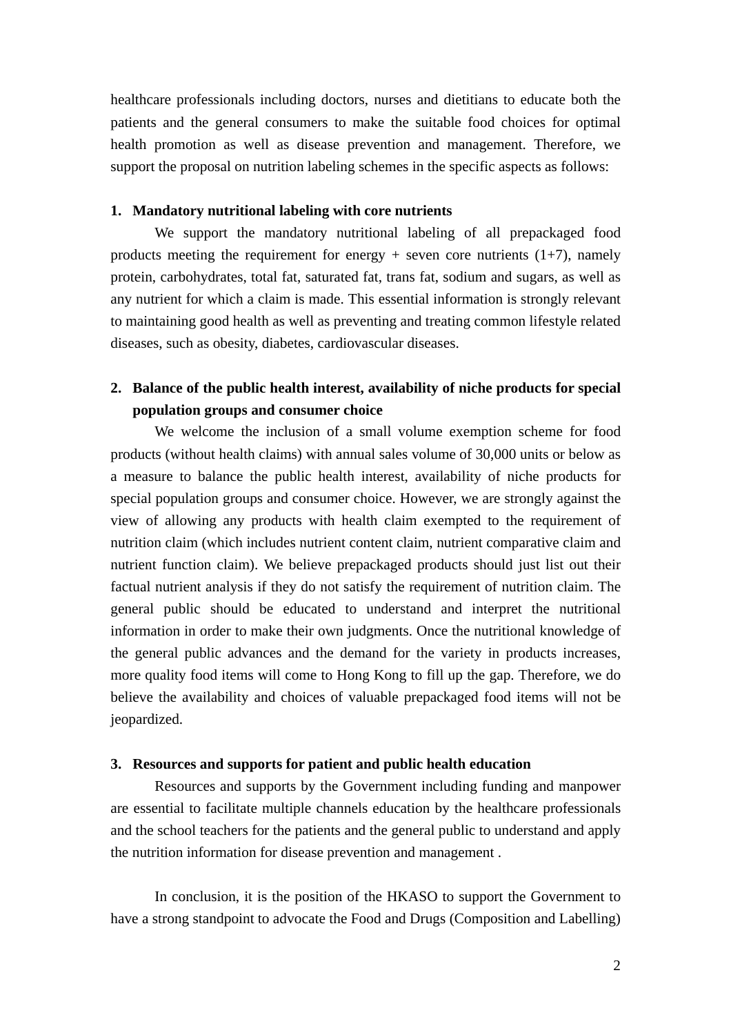healthcare professionals including doctors, nurses and dietitians to educate both the patients and the general consumers to make the suitable food choices for optimal health promotion as well as disease prevention and management. Therefore, we support the proposal on nutrition labeling schemes in the specific aspects as follows:

**1. Mandatory nutritional labeling with core nutrients**

We support the mandatory nutritional labeling of all prepackaged food products meeting the requirement for energy + seven core nutrients (1+7), namely protein, carbohydrates, total fat, saturated fat, trans fat, sodium and sugars, as well as any nutrient for which a claim is made. This essential information is strongly relevant to maintaining good health as well as preventing and treating common lifestyle related diseases, such as obesity, diabetes, cardiovascular diseases.

**2. Balance of the public health interest, availability of niche products for special population groups and consumer choice**

We welcome the inclusion of a small volume exemption scheme for food products (without health claims) with annual sales volume of 30,000 units or below as a measure to balance the public health interest, availability of niche products for special population groups and consumer choice. However, we are strongly against the view of allowing any products with health claim exempted to the requirement of nutrition claim (which includes nutrient content claim, nutrient comparative claim and nutrient function claim). We believe prepackaged products should just list out their factual nutrient analysis if they do not satisfy the requirement of nutrition claim. The general public should be educated to understand and interpret the nutritional information in order to make their own judgments. Once the nutritional knowledge of the general public advances and the demand for the variety in products increases, more quality food items will come to Hong Kong to fill up the gap. Therefore, we do believe the availability and choices of valuable prepackaged food items will not be jeopardized.

**3. Resources and supports for patient and public health education**

Resources and supports by the Government including funding and manpower are essential to facilitate multiple channels education by the healthcare professionals and the school teachers for the patients and the general public to understand and apply the nutrition information for disease prevention and management .

In conclusion, it is the position of the HKASO to support the Government to have a strong standpoint to advocate the Food and Drugs (Composition and Labelling)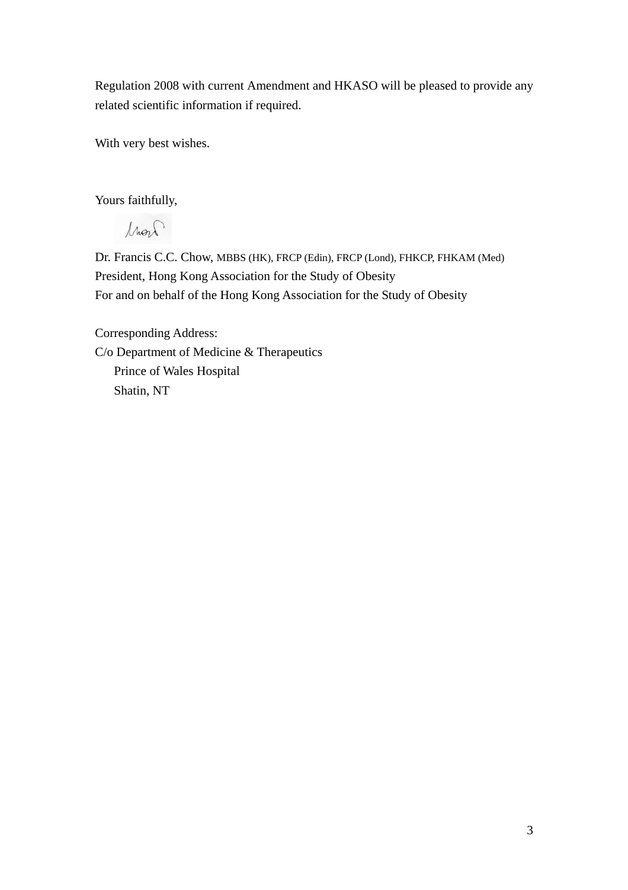Regulation 2008 with current Amendment and HKASO will be pleased to provide any related scientific information if required.

With very best wishes.

Yours faithfully,

Dr. Francis C.C. Chow, MBBS (HK), FRCP (Edin), FRCP (Lond), FHKCP, FHKAM (Med)
President, Hong Kong Association for the Study of Obesity
For and on behalf of the Hong Kong Association for the Study of Obesity

Corresponding Address:
C/o Department of Medicine & Therapeutics
Prince of Wales Hospital
Shatin, NT